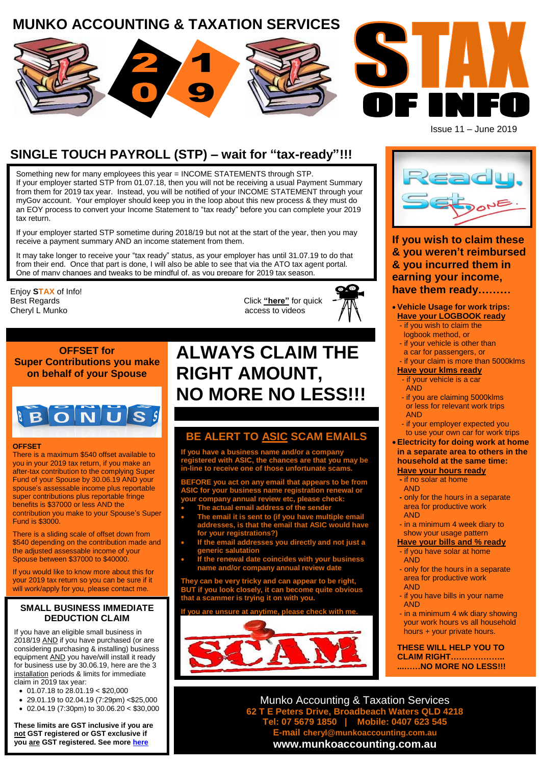# MUNKO ACCOUNTING & TAXATION SERVICES

# STAX OF INFO

Issue 11 – June 2019

## SINGLE TOUCH PAYROLL (STP) – wait for "tax-ready"!!!

Something new for many employees this year = INCOME STATEMENTS through STP.
If your employer started STP from 01.07.18, then you will not be receiving a usual Payment Summary from them for 2019 tax year. Instead, you will be notified of your INCOME STATEMENT through your myGov account. Your employer should keep you in the loop about this new process & they must do an EOY process to convert your Income Statement to "tax ready" before you can complete your 2019 tax return.

If your employer started STP sometime during 2018/19 but not at the start of the year, then you may receive a payment summary AND an income statement from them.

It may take longer to receive your "tax ready" status, as your employer has until 31.07.19 to do that from their end. Once that part is done, I will also be able to see that via the ATO tax agent portal. One of many changes and tweaks to be mindful of, as you prepare for 2019 tax season.

Enjoy **STAX** of Info!
Best Regards
Cheryl L Munko

Click **"here"** for quick access to videos

## OFFSET for Super Contributions you make on behalf of your Spouse

**OFFSET**
There is a maximum $540 offset available to you in your 2019 tax return, if you make an after-tax contribution to the complying Super Fund of your Spouse by 30.06.19 AND your spouse's assessable income plus reportable super contributions plus reportable fringe benefits is $37000 or less AND the contribution you make to your Spouse's Super Fund is $3000.

There is a sliding scale of offset down from $540 depending on the contribution made and the adjusted assessable income of your Spouse between $37000 to $40000.

If you would like to know more about this for your 2019 tax return so you can be sure if it will work/apply for you, please contact me.

## SMALL BUSINESS IMMEDIATE DEDUCTION CLAIM

If you have an eligible small business in 2018/19 AND if you have purchased (or are considering purchasing & installing) business equipment AND you have/will install it ready for business use by 30.06.19, here are the 3 installation periods & limits for immediate claim in 2019 tax year:

- 01.07.18 to 28.01.19 < $20,000
- 29.01.19 to 02.04.19 (7:29pm) <$25,000
- 02.04.19 (7:30pm) to 30.06.20 < $30,000

**These limits are GST inclusive if you are not GST registered or GST exclusive if you are GST registered. See more here**

# ALWAYS CLAIM THE RIGHT AMOUNT, NO MORE NO LESS!!!

## BE ALERT TO ASIC SCAM EMAILS

**If you have a business name and/or a company registered with ASIC, the chances are that you may be in-line to receive one of those unfortunate scams.**

**BEFORE you act on any email that appears to be from ASIC for your business name registration renewal or your company annual review etc, please check:**

- **The actual email address of the sender**
- **The email it is sent to (if you have multiple email addresses, is that the email that ASIC would have for your registrations?)**
- **If the email addresses you directly and not just a generic salutation**
- **If the renewal date coincides with your business name and/or company annual review date**

**They can be very tricky and can appear to be right, BUT if you look closely, it can become quite obvious that a scammer is trying it on with you.**

**If you are unsure at anytime, please check with me.**

## If you wish to claim these & you weren't reimbursed & you incurred them in earning your income, have them ready………

- **Vehicle Usage for work trips:**
  **Have your LOGBOOK ready**
  - if you wish to claim the logbook method, or
  - if your vehicle is other than a car for passengers, or
  - if your claim is more than 5000klms

  **Have your klms ready**
  - if your vehicle is a car AND
  - if you are claiming 5000klms or less for relevant work trips AND
  - if your employer expected you to use your own car for work trips
- **Electricity for doing work at home in a separate area to others in the household at the same time:**
  **Have your hours ready**
  - if no solar at home AND
  - only for the hours in a separate area for productive work AND
  - in a minimum 4 week diary to show your usage pattern

  **Have your bills and % ready**
  - if you have solar at home AND
  - only for the hours in a separate area for productive work AND
  - if you have bills in your name AND
  - in a minimum 4 wk diary showing your work hours vs all household hours + your private hours.

**THESE WILL HELP YOU TO CLAIM RIGHT……………….. ………NO MORE NO LESS!!!**

Munko Accounting & Taxation Services
**62 T E Peters Drive, Broadbeach Waters QLD 4218**
**Tel: 07 5679 1850 | Mobile: 0407 623 545**
**E-mail cheryl@munkoaccounting.com.au**
**www.munkoaccounting.com.au**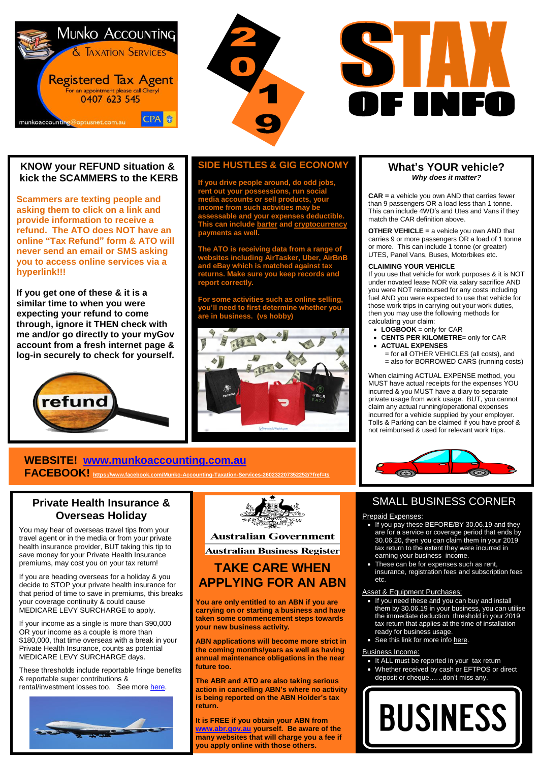Munko Accounting & Taxation Services

Registered Tax Agent

For an appointment please call Cheryl

0407 623 545

munkoaccounting@optusnet.com.au

CPA

# 2019 STAX OF INFO

## KNOW your REFUND situation & kick the SCAMMERS to the KERB

**Scammers are texting people and asking them to click on a link and provide information to receive a refund. The ATO does NOT have an online "Tax Refund" form & ATO will never send an email or SMS asking you to access online services via a hyperlink!!!**

**If you get one of these & it is a similar time to when you were expecting your refund to come through, ignore it THEN check with me and/or go directly to your myGov account from a fresh internet page & log-in securely to check for yourself.**

## SIDE HUSTLES & GIG ECONOMY

**If you drive people around, do odd jobs, rent out your possessions, run social media accounts or sell products, your income from such activities may be assessable and your expenses deductible. This can include barter and cryptocurrency payments as well.**

**The ATO is receiving data from a range of websites including AirTasker, Uber, AirBnB and eBay which is matched against tax returns. Make sure you keep records and report correctly.**

**For some activities such as online selling, you'll need to first determine whether you are in business. (vs hobby)**

## What's YOUR vehicle?

***Why does it matter?***

**CAR =** a vehicle you own AND that carries fewer than 9 passengers OR a load less than 1 tonne. This can include 4WD's and Utes and Vans if they match the CAR definition above.

**OTHER VEHICLE =** a vehicle you own AND that carries 9 or more passengers OR a load of 1 tonne or more. This can include 1 tonne (or greater) UTES, Panel Vans, Buses, Motorbikes etc.

**CLAIMING YOUR VEHICLE**

If you use that vehicle for work purposes & it is NOT under novated lease NOR via salary sacrifice AND you were NOT reimbursed for any costs including fuel AND you were expected to use that vehicle for those work trips in carrying out your work duties, then you may use the following methods for calculating your claim:

- **LOGBOOK** = only for CAR
- **CENTS PER KILOMETRE**= only for CAR
- **ACTUAL EXPENSES**
  = for all OTHER VEHICLES (all costs), and
  = also for BORROWED CARS (running costs)

When claiming ACTUAL EXPENSE method, you MUST have actual receipts for the expenses YOU incurred & you MUST have a diary to separate private usage from work usage. BUT, you cannot claim any actual running/operational expenses incurred for a vehicle supplied by your employer. Tolls & Parking can be claimed if you have proof & not reimbursed & used for relevant work trips.

**WEBSITE! www.munkoaccounting.com.au**

**FACEBOOK! https://www.facebook.com/Munko-Accounting-Taxation-Services-260232207352252/?fref=ts**

## Private Health Insurance & Overseas Holiday

You may hear of overseas travel tips from your travel agent or in the media or from your private health insurance provider, BUT taking this tip to save money for your Private Health Insurance premiums, may cost you on your tax return!

If you are heading overseas for a holiday & you decide to STOP your private health insurance for that period of time to save in premiums, this breaks your coverage continuity & could cause MEDICARE LEVY SURCHARGE to apply.

If your income as a single is more than $90,000 OR your income as a couple is more than $180,000, that time overseas with a break in your Private Health Insurance, counts as potential MEDICARE LEVY SURCHARGE days.

These thresholds include reportable fringe benefits & reportable super contributions & rental/investment losses too. See more here.

Australian Government

Australian Business Register

## TAKE CARE WHEN APPLYING FOR AN ABN

**You are only entitled to an ABN if you are carrying on or starting a business and have taken some commencement steps towards your new business activity.**

**ABN applications will become more strict in the coming months/years as well as having annual maintenance obligations in the near future too.**

**The ABR and ATO are also taking serious action in cancelling ABN's where no activity is being reported on the ABN Holder's tax return.**

**It is FREE if you obtain your ABN from www.abr.gov.au yourself. Be aware of the many websites that will charge you a fee if you apply online with those others.**

## SMALL BUSINESS CORNER

Prepaid Expenses:

- If you pay these BEFORE/BY 30.06.19 and they are for a service or coverage period that ends by 30.06.20, then you can claim them in your 2019 tax return to the extent they were incurred in earning your business income.
- These can be for expenses such as rent, insurance, registration fees and subscription fees etc.

Asset & Equipment Purchases:

- If you need these and you can buy and install them by 30.06.19 in your business, you can utilise the immediate deduction threshold in your 2019 tax return that applies at the time of installation ready for business usage.
- See this link for more info here.

Business Income:

- It ALL must be reported in your tax return
- Whether received by cash or EFTPOS or direct deposit or cheque……don't miss any.

BUSINESS